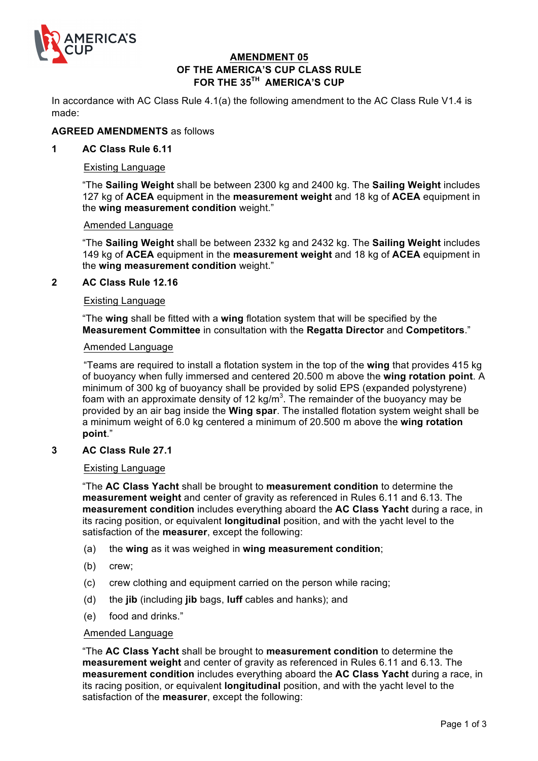# AMENDMENT 05
## OF THE AMERICA'S CUP CLASS RULE
## FOR THE 35TH AMERICA'S CUP

In accordance with AC Class Rule 4.1(a) the following amendment to the AC Class Rule V1.4 is made:

**AGREED AMENDMENTS** as follows

**1 AC Class Rule 6.11**

Existing Language

"The **Sailing Weight** shall be between 2300 kg and 2400 kg. The **Sailing Weight** includes 127 kg of **ACEA** equipment in the **measurement weight** and 18 kg of **ACEA** equipment in the **wing measurement condition** weight."

Amended Language

"The **Sailing Weight** shall be between 2332 kg and 2432 kg. The **Sailing Weight** includes 149 kg of **ACEA** equipment in the **measurement weight** and 18 kg of **ACEA** equipment in the **wing measurement condition** weight."

**2 AC Class Rule 12.16**

Existing Language

"The **wing** shall be fitted with a **wing** flotation system that will be specified by the **Measurement Committee** in consultation with the **Regatta Director** and **Competitors**."

Amended Language

"Teams are required to install a flotation system in the top of the **wing** that provides 415 kg of buoyancy when fully immersed and centered 20.500 m above the **wing rotation point**. A minimum of 300 kg of buoyancy shall be provided by solid EPS (expanded polystyrene) foam with an approximate density of 12 kg/$m^3$. The remainder of the buoyancy may be provided by an air bag inside the **Wing spar**. The installed flotation system weight shall be a minimum weight of 6.0 kg centered a minimum of 20.500 m above the **wing rotation point**."

**3 AC Class Rule 27.1**

Existing Language

"The **AC Class Yacht** shall be brought to **measurement condition** to determine the **measurement weight** and center of gravity as referenced in Rules 6.11 and 6.13. The **measurement condition** includes everything aboard the **AC Class Yacht** during a race, in its racing position, or equivalent **longitudinal** position, and with the yacht level to the satisfaction of the **measurer**, except the following:

(a) the **wing** as it was weighed in **wing measurement condition**;

(b) crew;

(c) crew clothing and equipment carried on the person while racing;

(d) the **jib** (including **jib** bags, **luff** cables and hanks); and

(e) food and drinks."

Amended Language

"The **AC Class Yacht** shall be brought to **measurement condition** to determine the **measurement weight** and center of gravity as referenced in Rules 6.11 and 6.13. The **measurement condition** includes everything aboard the **AC Class Yacht** during a race, in its racing position, or equivalent **longitudinal** position, and with the yacht level to the satisfaction of the **measurer**, except the following: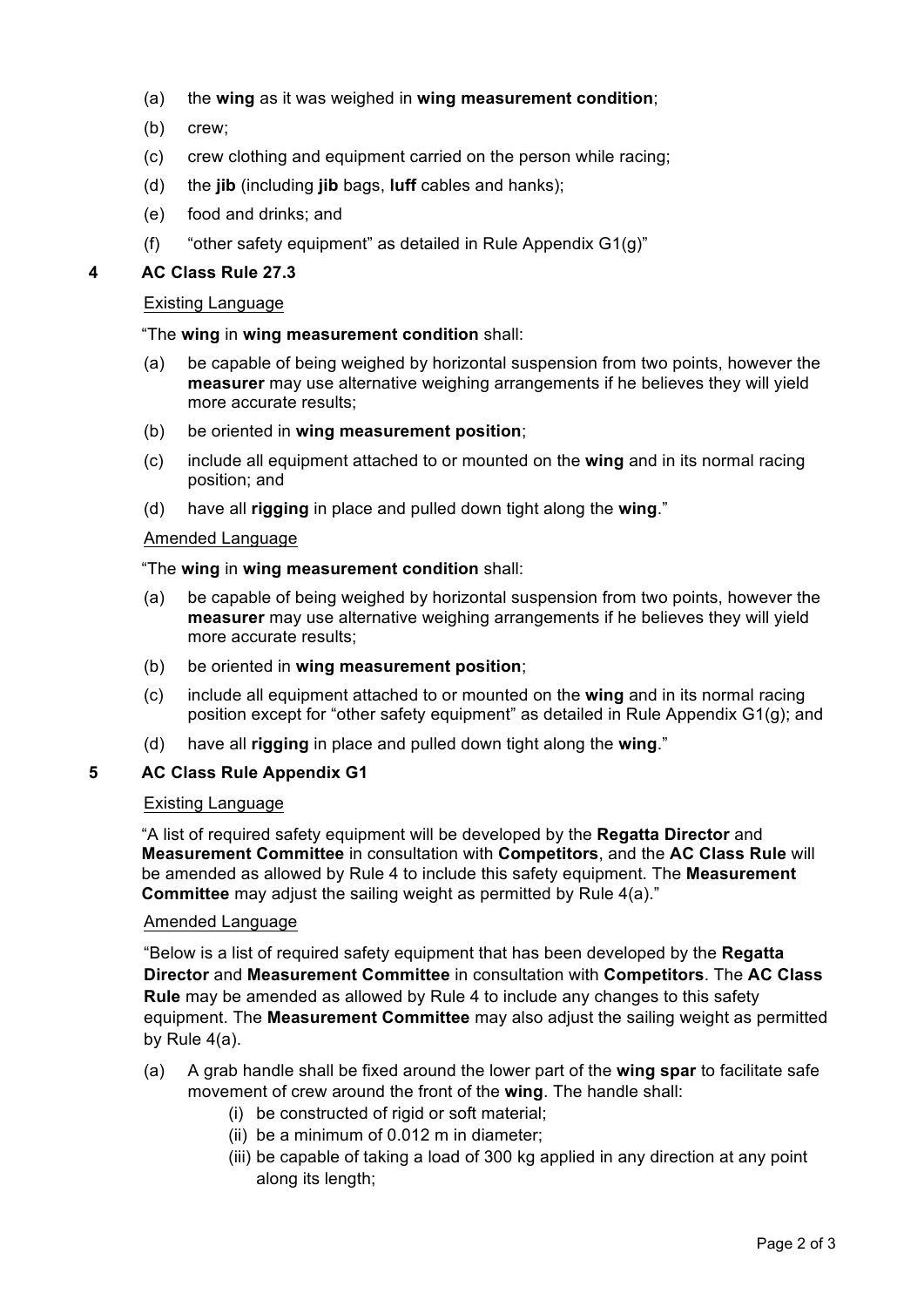(a) the **wing** as it was weighed in **wing measurement condition**;

(b) crew;

(c) crew clothing and equipment carried on the person while racing;

(d) the **jib** (including **jib** bags, **luff** cables and hanks);

(e) food and drinks; and

(f) "other safety equipment" as detailed in Rule Appendix G1(g)"

## 4 AC Class Rule 27.3

Existing Language

"The **wing** in **wing measurement condition** shall:

(a) be capable of being weighed by horizontal suspension from two points, however the **measurer** may use alternative weighing arrangements if he believes they will yield more accurate results;

(b) be oriented in **wing measurement position**;

(c) include all equipment attached to or mounted on the **wing** and in its normal racing position; and

(d) have all **rigging** in place and pulled down tight along the **wing**."

Amended Language

"The **wing** in **wing measurement condition** shall:

(a) be capable of being weighed by horizontal suspension from two points, however the **measurer** may use alternative weighing arrangements if he believes they will yield more accurate results;

(b) be oriented in **wing measurement position**;

(c) include all equipment attached to or mounted on the **wing** and in its normal racing position except for "other safety equipment" as detailed in Rule Appendix G1(g); and

(d) have all **rigging** in place and pulled down tight along the **wing**."

## 5 AC Class Rule Appendix G1

Existing Language

"A list of required safety equipment will be developed by the **Regatta Director** and **Measurement Committee** in consultation with **Competitors**, and the **AC Class Rule** will be amended as allowed by Rule 4 to include this safety equipment. The **Measurement Committee** may adjust the sailing weight as permitted by Rule 4(a)."

Amended Language

"Below is a list of required safety equipment that has been developed by the **Regatta Director** and **Measurement Committee** in consultation with **Competitors**. The **AC Class Rule** may be amended as allowed by Rule 4 to include any changes to this safety equipment. The **Measurement Committee** may also adjust the sailing weight as permitted by Rule 4(a).

(a) A grab handle shall be fixed around the lower part of the **wing spar** to facilitate safe movement of crew around the front of the **wing**. The handle shall:

 (i) be constructed of rigid or soft material;
 
 (ii) be a minimum of 0.012 m in diameter;
 
 (iii) be capable of taking a load of 300 kg applied in any direction at any point along its length;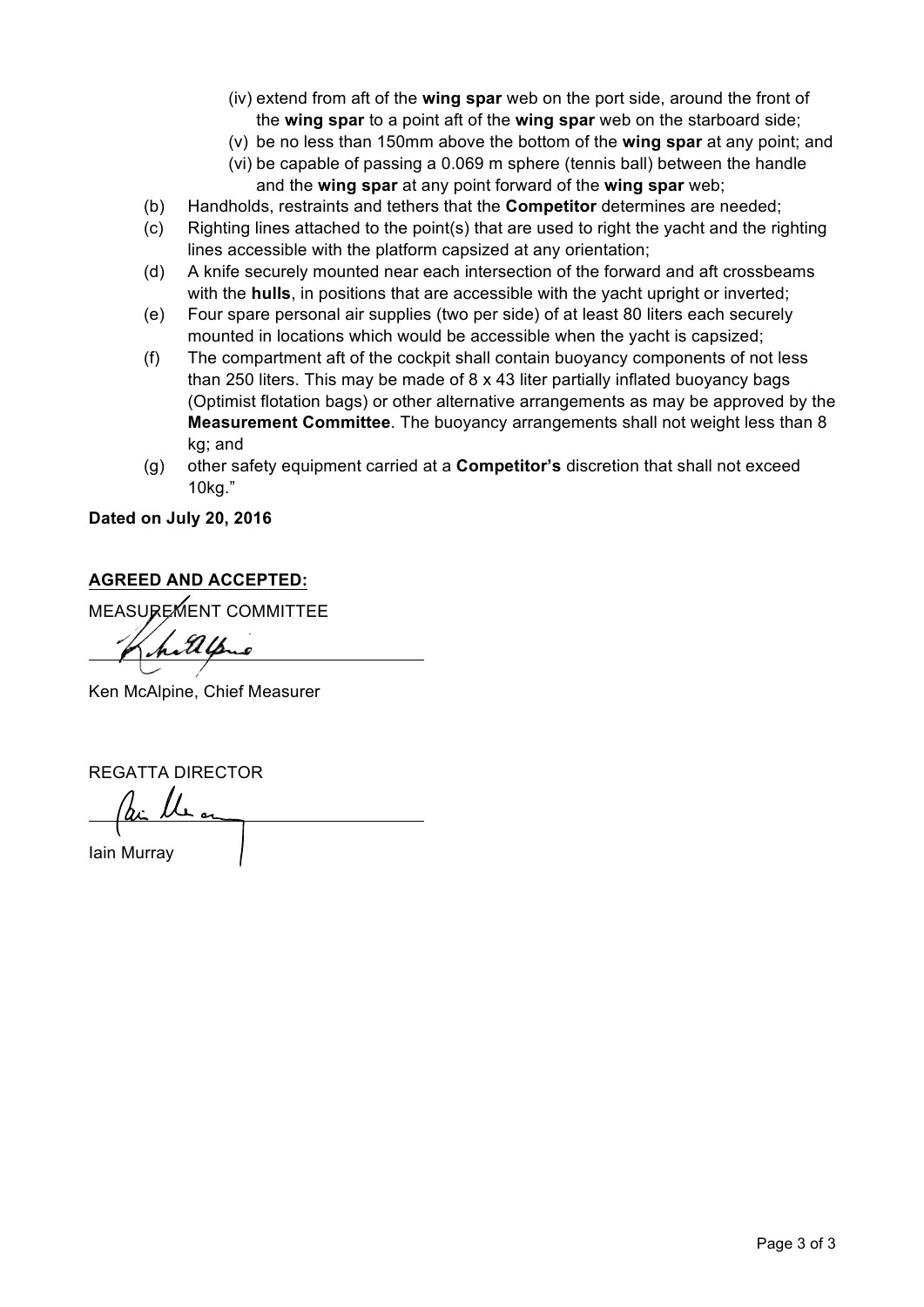(iv) extend from aft of the **wing spar** web on the port side, around the front of the **wing spar** to a point aft of the **wing spar** web on the starboard side;

(v) be no less than 150mm above the bottom of the **wing spar** at any point; and

(vi) be capable of passing a 0.069 m sphere (tennis ball) between the handle and the **wing spar** at any point forward of the **wing spar** web;

(b) Handholds, restraints and tethers that the **Competitor** determines are needed;

(c) Righting lines attached to the point(s) that are used to right the yacht and the righting lines accessible with the platform capsized at any orientation;

(d) A knife securely mounted near each intersection of the forward and aft crossbeams with the **hulls**, in positions that are accessible with the yacht upright or inverted;

(e) Four spare personal air supplies (two per side) of at least 80 liters each securely mounted in locations which would be accessible when the yacht is capsized;

(f) The compartment aft of the cockpit shall contain buoyancy components of not less than 250 liters. This may be made of 8 x 43 liter partially inflated buoyancy bags (Optimist flotation bags) or other alternative arrangements as may be approved by the **Measurement Committee**. The buoyancy arrangements shall not weight less than 8 kg; and

(g) other safety equipment carried at a **Competitor's** discretion that shall not exceed 10kg."

**Dated on July 20, 2016**

**AGREED AND ACCEPTED:**

MEASUREMENT COMMITTEE

Ken McAlpine, Chief Measurer

REGATTA DIRECTOR

Iain Murray